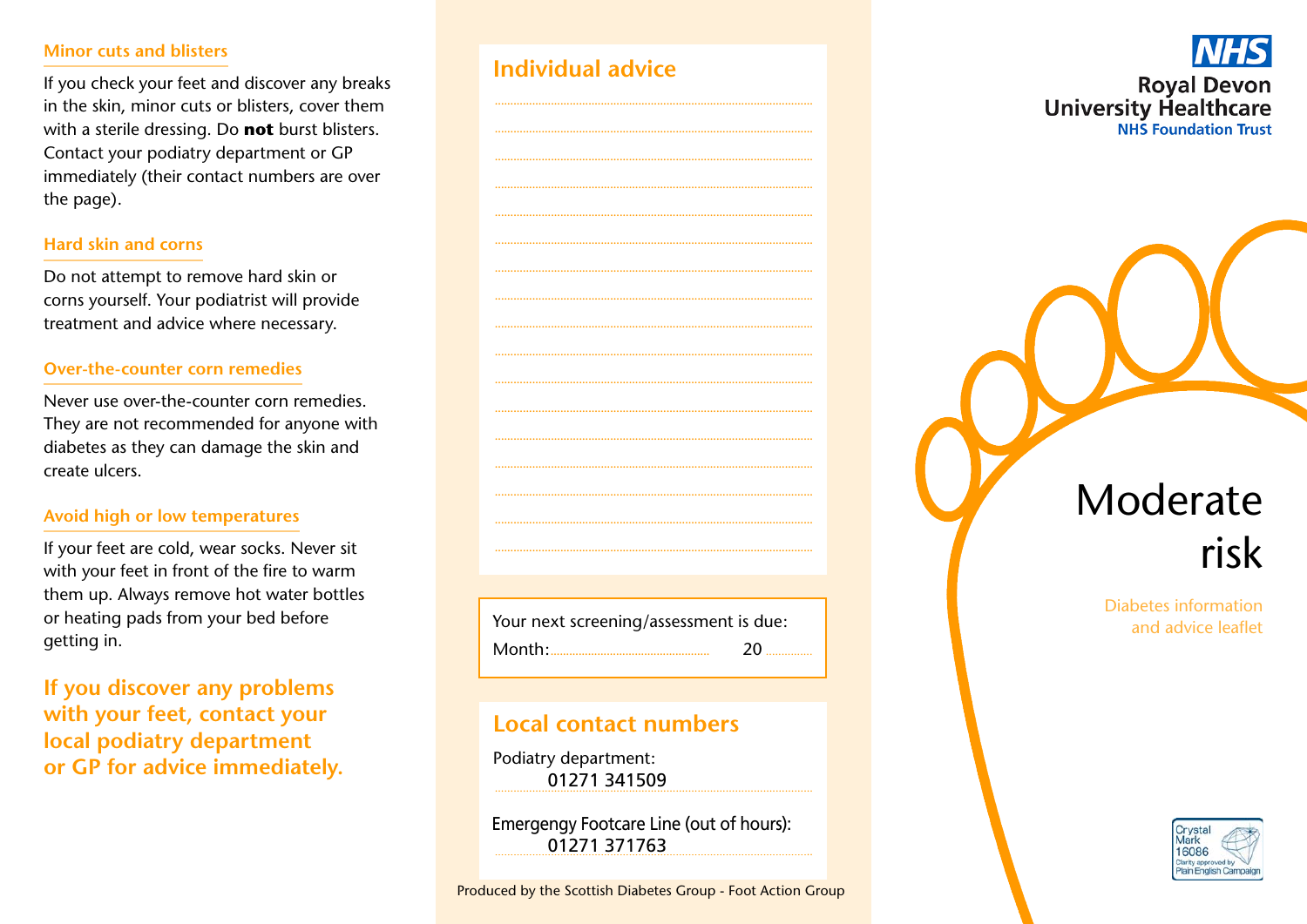## Minor cuts and blisters

If you check your feet and discover any breaks in the skin, minor cuts or blisters, cover them with a sterile dressing. Do **not** burst blisters. Contact your podiatry department or GP immediately (their contact numbers are over the page).

## Hard skin and corns

Do not attempt to remove hard skin or corns yourself. Your podiatrist will provide treatment and advice where necessary.

## Over-the-counter corn remedies

Never use over-the-counter corn remedies. They are not recommended for anyone with diabetes as they can damage the skin and create ulcers.

## Avoid high or low temperatures

If your feet are cold, wear socks. Never sit with your feet in front of the fire to warm them up. Always remove hot water bottles or heating pads from your bed before getting in.

**If you discover any problems with your feet, contact your local podiatry department or GP for advice immediately.**

## Individual advice

.....................................................................................

.....................................................................................

.....................................................................................

.....................................................................................

.....................................................................................

.....................................................................................

.....................................................................................

.....................................................................................

.....................................................................................

.....................................................................................

.....................................................................................

.....................................................................................

.....................................................................................

.....................................................................................

.....................................................................................

.....................................................................................

.....................................................................................

Your next screening/assessment is due:

Month:.................................................. 20 ..............

## Local contact numbers

Podiatry department:
01271 341509

Emergengy Footcare Line (out of hours):
01271 371763

Produced by the Scottish Diabetes Group - Foot Action Group

NHS
Royal Devon
University Healthcare
NHS Foundation Trust

# Moderate risk

Diabetes information and advice leaflet

Crystal Mark 16086 Clarity approved by Plain English Campaign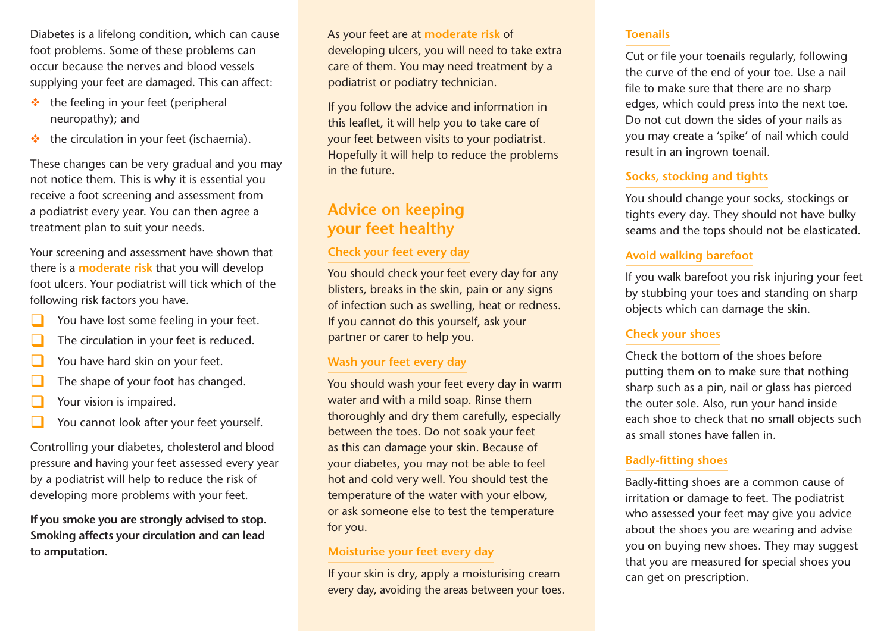Diabetes is a lifelong condition, which can cause foot problems. Some of these problems can occur because the nerves and blood vessels supplying your feet are damaged. This can affect:

- the feeling in your feet (peripheral neuropathy); and
- the circulation in your feet (ischaemia).

These changes can be very gradual and you may not notice them. This is why it is essential you receive a foot screening and assessment from a podiatrist every year. You can then agree a treatment plan to suit your needs.

Your screening and assessment have shown that there is a **moderate risk** that you will develop foot ulcers. Your podiatrist will tick which of the following risk factors you have.

- [ ] You have lost some feeling in your feet.
- [ ] The circulation in your feet is reduced.
- [ ] You have hard skin on your feet.
- [ ] The shape of your foot has changed.
- [ ] Your vision is impaired.
- [ ] You cannot look after your feet yourself.

Controlling your diabetes, cholesterol and blood pressure and having your feet assessed every year by a podiatrist will help to reduce the risk of developing more problems with your feet.

**If you smoke you are strongly advised to stop. Smoking affects your circulation and can lead to amputation.**

As your feet are at **moderate risk** of developing ulcers, you will need to take extra care of them. You may need treatment by a podiatrist or podiatry technician.

If you follow the advice and information in this leaflet, it will help you to take care of your feet between visits to your podiatrist. Hopefully it will help to reduce the problems in the future.

## Advice on keeping your feet healthy

### Check your feet every day

You should check your feet every day for any blisters, breaks in the skin, pain or any signs of infection such as swelling, heat or redness. If you cannot do this yourself, ask your partner or carer to help you.

### Wash your feet every day

You should wash your feet every day in warm water and with a mild soap. Rinse them thoroughly and dry them carefully, especially between the toes. Do not soak your feet as this can damage your skin. Because of your diabetes, you may not be able to feel hot and cold very well. You should test the temperature of the water with your elbow, or ask someone else to test the temperature for you.

### Moisturise your feet every day

If your skin is dry, apply a moisturising cream every day, avoiding the areas between your toes.

### Toenails

Cut or file your toenails regularly, following the curve of the end of your toe. Use a nail file to make sure that there are no sharp edges, which could press into the next toe. Do not cut down the sides of your nails as you may create a 'spike' of nail which could result in an ingrown toenail.

### Socks, stocking and tights

You should change your socks, stockings or tights every day. They should not have bulky seams and the tops should not be elasticated.

### Avoid walking barefoot

If you walk barefoot you risk injuring your feet by stubbing your toes and standing on sharp objects which can damage the skin.

### Check your shoes

Check the bottom of the shoes before putting them on to make sure that nothing sharp such as a pin, nail or glass has pierced the outer sole. Also, run your hand inside each shoe to check that no small objects such as small stones have fallen in.

### Badly-fitting shoes

Badly-fitting shoes are a common cause of irritation or damage to feet. The podiatrist who assessed your feet may give you advice about the shoes you are wearing and advise you on buying new shoes. They may suggest that you are measured for special shoes you can get on prescription.